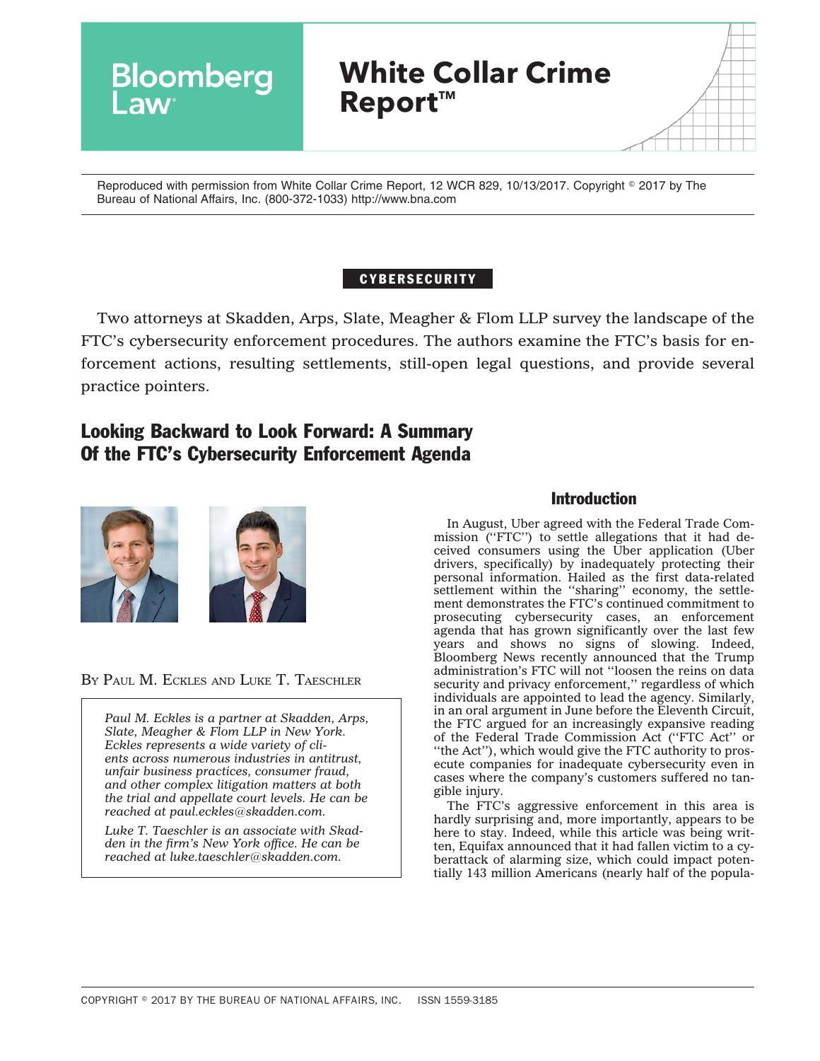Bloomberg Law

# White Collar Crime Report™

Reproduced with permission from White Collar Crime Report, 12 WCR 829, 10/13/2017. Copyright © 2017 by The Bureau of National Affairs, Inc. (800-372-1033) http://www.bna.com

**CYBERSECURITY**

Two attorneys at Skadden, Arps, Slate, Meagher & Flom LLP survey the landscape of the FTC's cybersecurity enforcement procedures. The authors examine the FTC's basis for enforcement actions, resulting settlements, still-open legal questions, and provide several practice pointers.

## Looking Backward to Look Forward: A Summary Of the FTC's Cybersecurity Enforcement Agenda

By Paul M. Eckles and Luke T. Taeschler

*Paul M. Eckles is a partner at Skadden, Arps, Slate, Meagher & Flom LLP in New York. Eckles represents a wide variety of clients across numerous industries in antitrust, unfair business practices, consumer fraud, and other complex litigation matters at both the trial and appellate court levels. He can be reached at paul.eckles@skadden.com.*

*Luke T. Taeschler is an associate with Skadden in the firm's New York office. He can be reached at luke.taeschler@skadden.com.*

### Introduction

In August, Uber agreed with the Federal Trade Commission (''FTC'') to settle allegations that it had deceived consumers using the Uber application (Uber drivers, specifically) by inadequately protecting their personal information. Hailed as the first data-related settlement within the ''sharing'' economy, the settlement demonstrates the FTC's continued commitment to prosecuting cybersecurity cases, an enforcement agenda that has grown significantly over the last few years and shows no signs of slowing. Indeed, Bloomberg News recently announced that the Trump administration's FTC will not ''loosen the reins on data security and privacy enforcement,'' regardless of which individuals are appointed to lead the agency. Similarly, in an oral argument in June before the Eleventh Circuit, the FTC argued for an increasingly expansive reading of the Federal Trade Commission Act (''FTC Act'' or ''the Act''), which would give the FTC authority to prosecute companies for inadequate cybersecurity even in cases where the company's customers suffered no tangible injury.

The FTC's aggressive enforcement in this area is hardly surprising and, more importantly, appears to be here to stay. Indeed, while this article was being written, Equifax announced that it had fallen victim to a cyberattack of alarming size, which could impact potentially 143 million Americans (nearly half of the popula-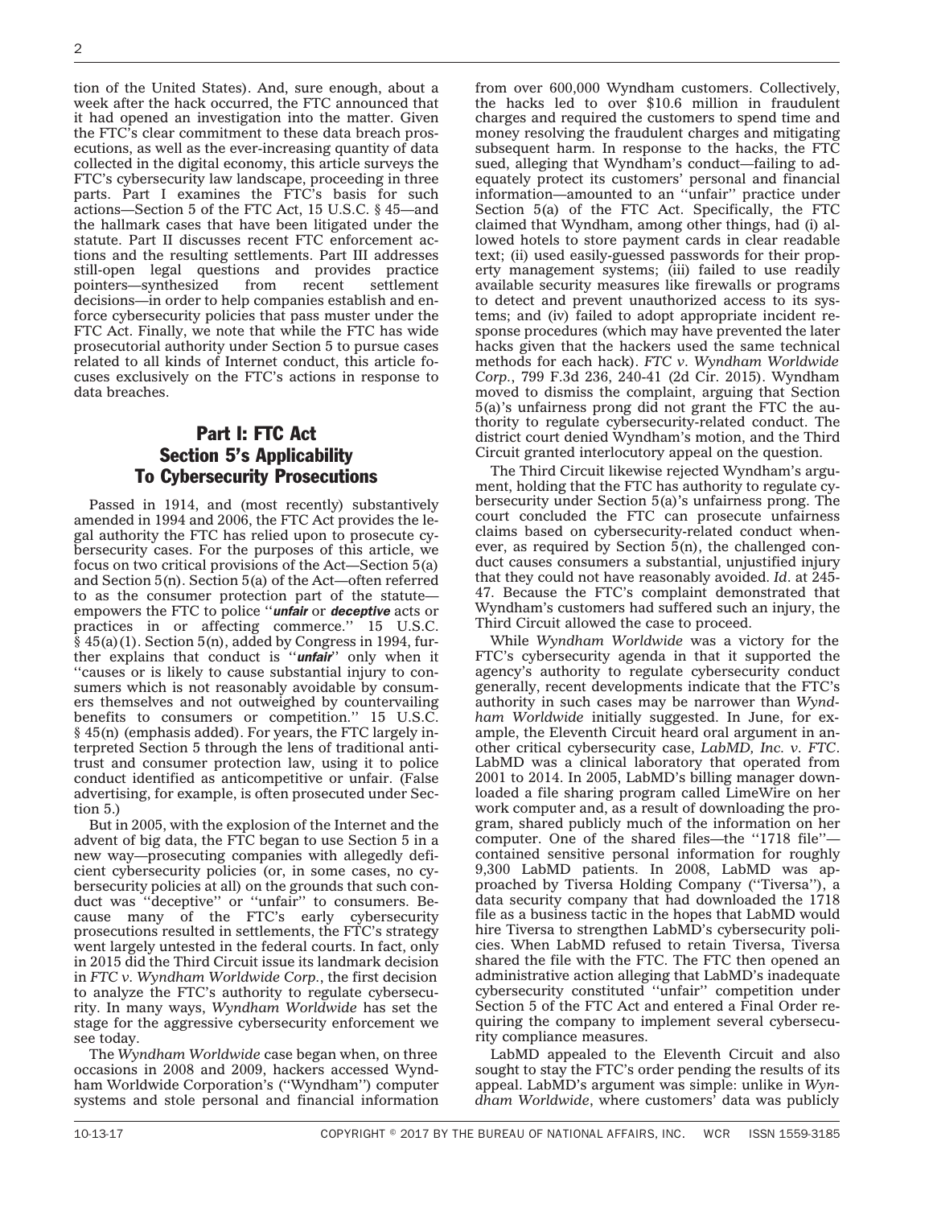tion of the United States). And, sure enough, about a week after the hack occurred, the FTC announced that it had opened an investigation into the matter. Given the FTC's clear commitment to these data breach prosecutions, as well as the ever-increasing quantity of data collected in the digital economy, this article surveys the FTC's cybersecurity law landscape, proceeding in three parts. Part I examines the FTC's basis for such actions—Section 5 of the FTC Act, 15 U.S.C. § 45—and the hallmark cases that have been litigated under the statute. Part II discusses recent FTC enforcement actions and the resulting settlements. Part III addresses still-open legal questions and provides practice pointers—synthesized from recent settlement decisions—in order to help companies establish and enforce cybersecurity policies that pass muster under the FTC Act. Finally, we note that while the FTC has wide prosecutorial authority under Section 5 to pursue cases related to all kinds of Internet conduct, this article focuses exclusively on the FTC's actions in response to data breaches.

## Part I: FTC Act Section 5's Applicability To Cybersecurity Prosecutions

Passed in 1914, and (most recently) substantively amended in 1994 and 2006, the FTC Act provides the legal authority the FTC has relied upon to prosecute cybersecurity cases. For the purposes of this article, we focus on two critical provisions of the Act—Section 5(a) and Section 5(n). Section 5(a) of the Act—often referred to as the consumer protection part of the statute—empowers the FTC to police ''***unfair*** or ***deceptive*** acts or practices in or affecting commerce.'' 15 U.S.C. § 45(a)(1). Section 5(n), added by Congress in 1994, further explains that conduct is ''***unfair***'' only when it ''causes or is likely to cause substantial injury to consumers which is not reasonably avoidable by consumers themselves and not outweighed by countervailing benefits to consumers or competition.'' 15 U.S.C. § 45(n) (emphasis added). For years, the FTC largely interpreted Section 5 through the lens of traditional antitrust and consumer protection law, using it to police conduct identified as anticompetitive or unfair. (False advertising, for example, is often prosecuted under Section 5.)

But in 2005, with the explosion of the Internet and the advent of big data, the FTC began to use Section 5 in a new way—prosecuting companies with allegedly deficient cybersecurity policies (or, in some cases, no cybersecurity policies at all) on the grounds that such conduct was ''deceptive'' or ''unfair'' to consumers. Because many of the FTC's early cybersecurity prosecutions resulted in settlements, the FTC's strategy went largely untested in the federal courts. In fact, only in 2015 did the Third Circuit issue its landmark decision in *FTC v. Wyndham Worldwide Corp.*, the first decision to analyze the FTC's authority to regulate cybersecurity. In many ways, *Wyndham Worldwide* has set the stage for the aggressive cybersecurity enforcement we see today.

The *Wyndham Worldwide* case began when, on three occasions in 2008 and 2009, hackers accessed Wyndham Worldwide Corporation's (''Wyndham'') computer systems and stole personal and financial information from over 600,000 Wyndham customers. Collectively, the hacks led to over $10.6 million in fraudulent charges and required the customers to spend time and money resolving the fraudulent charges and mitigating subsequent harm. In response to the hacks, the FTC sued, alleging that Wyndham's conduct—failing to adequately protect its customers' personal and financial information—amounted to an ''unfair'' practice under Section 5(a) of the FTC Act. Specifically, the FTC claimed that Wyndham, among other things, had (i) allowed hotels to store payment cards in clear readable text; (ii) used easily-guessed passwords for their property management systems; (iii) failed to use readily available security measures like firewalls or programs to detect and prevent unauthorized access to its systems; and (iv) failed to adopt appropriate incident response procedures (which may have prevented the later hacks given that the hackers used the same technical methods for each hack). *FTC v. Wyndham Worldwide Corp.*, 799 F.3d 236, 240-41 (2d Cir. 2015). Wyndham moved to dismiss the complaint, arguing that Section 5(a)'s unfairness prong did not grant the FTC the authority to regulate cybersecurity-related conduct. The district court denied Wyndham's motion, and the Third Circuit granted interlocutory appeal on the question.

The Third Circuit likewise rejected Wyndham's argument, holding that the FTC has authority to regulate cybersecurity under Section 5(a)'s unfairness prong. The court concluded the FTC can prosecute unfairness claims based on cybersecurity-related conduct whenever, as required by Section 5(n), the challenged conduct causes consumers a substantial, unjustified injury that they could not have reasonably avoided. *Id.* at 245-47. Because the FTC's complaint demonstrated that Wyndham's customers had suffered such an injury, the Third Circuit allowed the case to proceed.

While *Wyndham Worldwide* was a victory for the FTC's cybersecurity agenda in that it supported the agency's authority to regulate cybersecurity conduct generally, recent developments indicate that the FTC's authority in such cases may be narrower than *Wyndham Worldwide* initially suggested. In June, for example, the Eleventh Circuit heard oral argument in another critical cybersecurity case, *LabMD, Inc. v. FTC*. LabMD was a clinical laboratory that operated from 2001 to 2014. In 2005, LabMD's billing manager downloaded a file sharing program called LimeWire on her work computer and, as a result of downloading the program, shared publicly much of the information on her computer. One of the shared files—the ''1718 file''—contained sensitive personal information for roughly 9,300 LabMD patients. In 2008, LabMD was approached by Tiversa Holding Company (''Tiversa''), a data security company that had downloaded the 1718 file as a business tactic in the hopes that LabMD would hire Tiversa to strengthen LabMD's cybersecurity policies. When LabMD refused to retain Tiversa, Tiversa shared the file with the FTC. The FTC then opened an administrative action alleging that LabMD's inadequate cybersecurity constituted ''unfair'' competition under Section 5 of the FTC Act and entered a Final Order requiring the company to implement several cybersecurity compliance measures.

LabMD appealed to the Eleventh Circuit and also sought to stay the FTC's order pending the results of its appeal. LabMD's argument was simple: unlike in *Wyndham Worldwide*, where customers' data was publicly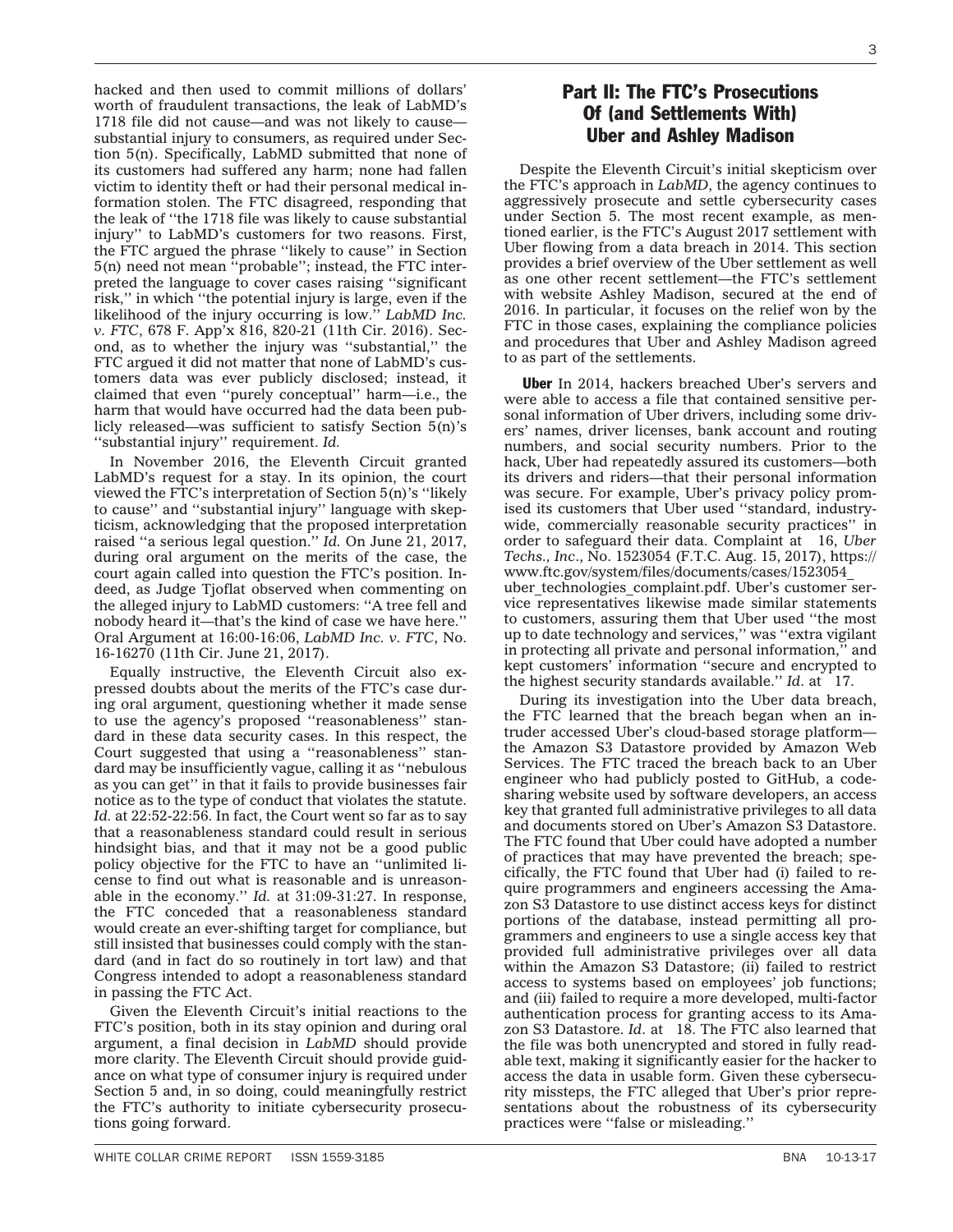hacked and then used to commit millions of dollars' worth of fraudulent transactions, the leak of LabMD's 1718 file did not cause—and was not likely to cause—substantial injury to consumers, as required under Section 5(n). Specifically, LabMD submitted that none of its customers had suffered any harm; none had fallen victim to identity theft or had their personal medical information stolen. The FTC disagreed, responding that the leak of ''the 1718 file was likely to cause substantial injury'' to LabMD's customers for two reasons. First, the FTC argued the phrase ''likely to cause'' in Section 5(n) need not mean ''probable''; instead, the FTC interpreted the language to cover cases raising ''significant risk,'' in which ''the potential injury is large, even if the likelihood of the injury occurring is low.'' *LabMD Inc. v. FTC*, 678 F. App'x 816, 820-21 (11th Cir. 2016). Second, as to whether the injury was ''substantial,'' the FTC argued it did not matter that none of LabMD's customers data was ever publicly disclosed; instead, it claimed that even ''purely conceptual'' harm—i.e., the harm that would have occurred had the data been publicly released—was sufficient to satisfy Section 5(n)'s ''substantial injury'' requirement. *Id.*

In November 2016, the Eleventh Circuit granted LabMD's request for a stay. In its opinion, the court viewed the FTC's interpretation of Section 5(n)'s ''likely to cause'' and ''substantial injury'' language with skepticism, acknowledging that the proposed interpretation raised ''a serious legal question.'' *Id.* On June 21, 2017, during oral argument on the merits of the case, the court again called into question the FTC's position. Indeed, as Judge Tjoflat observed when commenting on the alleged injury to LabMD customers: ''A tree fell and nobody heard it—that's the kind of case we have here.'' Oral Argument at 16:00-16:06, *LabMD Inc. v. FTC*, No. 16-16270 (11th Cir. June 21, 2017).

Equally instructive, the Eleventh Circuit also expressed doubts about the merits of the FTC's case during oral argument, questioning whether it made sense to use the agency's proposed ''reasonableness'' standard in these data security cases. In this respect, the Court suggested that using a ''reasonableness'' standard may be insufficiently vague, calling it as ''nebulous as you can get'' in that it fails to provide businesses fair notice as to the type of conduct that violates the statute. *Id.* at 22:52-22:56. In fact, the Court went so far as to say that a reasonableness standard could result in serious hindsight bias, and that it may not be a good public policy objective for the FTC to have an ''unlimited license to find out what is reasonable and is unreasonable in the economy.'' *Id.* at 31:09-31:27. In response, the FTC conceded that a reasonableness standard would create an ever-shifting target for compliance, but still insisted that businesses could comply with the standard (and in fact do so routinely in tort law) and that Congress intended to adopt a reasonableness standard in passing the FTC Act.

Given the Eleventh Circuit's initial reactions to the FTC's position, both in its stay opinion and during oral argument, a final decision in *LabMD* should provide more clarity. The Eleventh Circuit should provide guidance on what type of consumer injury is required under Section 5 and, in so doing, could meaningfully restrict the FTC's authority to initiate cybersecurity prosecutions going forward.

## Part II: The FTC's Prosecutions Of (and Settlements With) Uber and Ashley Madison

Despite the Eleventh Circuit's initial skepticism over the FTC's approach in *LabMD*, the agency continues to aggressively prosecute and settle cybersecurity cases under Section 5. The most recent example, as mentioned earlier, is the FTC's August 2017 settlement with Uber flowing from a data breach in 2014. This section provides a brief overview of the Uber settlement as well as one other recent settlement—the FTC's settlement with website Ashley Madison, secured at the end of 2016. In particular, it focuses on the relief won by the FTC in those cases, explaining the compliance policies and procedures that Uber and Ashley Madison agreed to as part of the settlements.

**Uber** In 2014, hackers breached Uber's servers and were able to access a file that contained sensitive personal information of Uber drivers, including some drivers' names, driver licenses, bank account and routing numbers, and social security numbers. Prior to the hack, Uber had repeatedly assured its customers—both its drivers and riders—that their personal information was secure. For example, Uber's privacy policy promised its customers that Uber used ''standard, industry-wide, commercially reasonable security practices'' in order to safeguard their data. Complaint at 16, *Uber Techs., Inc.*, No. 1523054 (F.T.C. Aug. 15, 2017), https://www.ftc.gov/system/files/documents/cases/1523054_uber_technologies_complaint.pdf. Uber's customer service representatives likewise made similar statements to customers, assuring them that Uber used ''the most up to date technology and services,'' was ''extra vigilant in protecting all private and personal information,'' and kept customers' information ''secure and encrypted to the highest security standards available.'' *Id*. at 17.

During its investigation into the Uber data breach, the FTC learned that the breach began when an intruder accessed Uber's cloud-based storage platform—the Amazon S3 Datastore provided by Amazon Web Services. The FTC traced the breach back to an Uber engineer who had publicly posted to GitHub, a code-sharing website used by software developers, an access key that granted full administrative privileges to all data and documents stored on Uber's Amazon S3 Datastore. The FTC found that Uber could have adopted a number of practices that may have prevented the breach; specifically, the FTC found that Uber had (i) failed to require programmers and engineers accessing the Amazon S3 Datastore to use distinct access keys for distinct portions of the database, instead permitting all programmers and engineers to use a single access key that provided full administrative privileges over all data within the Amazon S3 Datastore; (ii) failed to restrict access to systems based on employees' job functions; and (iii) failed to require a more developed, multi-factor authentication process for granting access to its Amazon S3 Datastore. *Id*. at 18. The FTC also learned that the file was both unencrypted and stored in fully readable text, making it significantly easier for the hacker to access the data in usable form. Given these cybersecurity missteps, the FTC alleged that Uber's prior representations about the robustness of its cybersecurity practices were ''false or misleading.''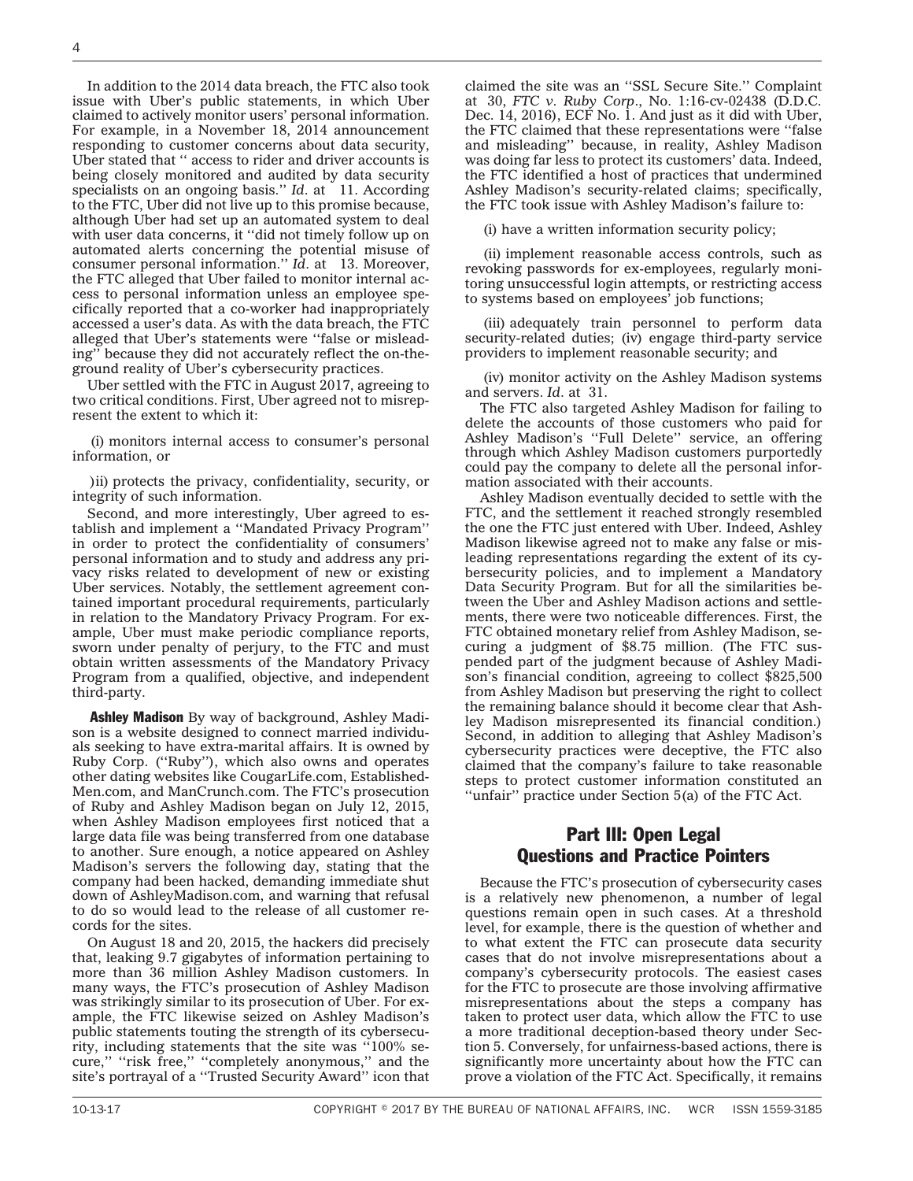In addition to the 2014 data breach, the FTC also took issue with Uber's public statements, in which Uber claimed to actively monitor users' personal information. For example, in a November 18, 2014 announcement responding to customer concerns about data security, Uber stated that '' access to rider and driver accounts is being closely monitored and audited by data security specialists on an ongoing basis.'' *Id*. at 11. According to the FTC, Uber did not live up to this promise because, although Uber had set up an automated system to deal with user data concerns, it ''did not timely follow up on automated alerts concerning the potential misuse of consumer personal information.'' *Id*. at 13. Moreover, the FTC alleged that Uber failed to monitor internal access to personal information unless an employee specifically reported that a co-worker had inappropriately accessed a user's data. As with the data breach, the FTC alleged that Uber's statements were ''false or misleading'' because they did not accurately reflect the on-the-ground reality of Uber's cybersecurity practices.

Uber settled with the FTC in August 2017, agreeing to two critical conditions. First, Uber agreed not to misrepresent the extent to which it:

(i) monitors internal access to consumer's personal information, or

)ii) protects the privacy, confidentiality, security, or integrity of such information.

Second, and more interestingly, Uber agreed to establish and implement a ''Mandated Privacy Program'' in order to protect the confidentiality of consumers' personal information and to study and address any privacy risks related to development of new or existing Uber services. Notably, the settlement agreement contained important procedural requirements, particularly in relation to the Mandatory Privacy Program. For example, Uber must make periodic compliance reports, sworn under penalty of perjury, to the FTC and must obtain written assessments of the Mandatory Privacy Program from a qualified, objective, and independent third-party.

**Ashley Madison** By way of background, Ashley Madison is a website designed to connect married individuals seeking to have extra-marital affairs. It is owned by Ruby Corp. (''Ruby''), which also owns and operates other dating websites like CougarLife.com, EstablishedMen.com, and ManCrunch.com. The FTC's prosecution of Ruby and Ashley Madison began on July 12, 2015, when Ashley Madison employees first noticed that a large data file was being transferred from one database to another. Sure enough, a notice appeared on Ashley Madison's servers the following day, stating that the company had been hacked, demanding immediate shut down of AshleyMadison.com, and warning that refusal to do so would lead to the release of all customer records for the sites.

On August 18 and 20, 2015, the hackers did precisely that, leaking 9.7 gigabytes of information pertaining to more than 36 million Ashley Madison customers. In many ways, the FTC's prosecution of Ashley Madison was strikingly similar to its prosecution of Uber. For example, the FTC likewise seized on Ashley Madison's public statements touting the strength of its cybersecurity, including statements that the site was ''100% secure,'' ''risk free,'' ''completely anonymous,'' and the site's portrayal of a ''Trusted Security Award'' icon that claimed the site was an ''SSL Secure Site.'' Complaint at 30, *FTC v. Ruby Corp*., No. 1:16-cv-02438 (D.D.C. Dec. 14, 2016), ECF No. 1. And just as it did with Uber, the FTC claimed that these representations were ''false and misleading'' because, in reality, Ashley Madison was doing far less to protect its customers' data. Indeed, the FTC identified a host of practices that undermined Ashley Madison's security-related claims; specifically, the FTC took issue with Ashley Madison's failure to:

(i) have a written information security policy;

(ii) implement reasonable access controls, such as revoking passwords for ex-employees, regularly monitoring unsuccessful login attempts, or restricting access to systems based on employees' job functions;

(iii) adequately train personnel to perform data security-related duties; (iv) engage third-party service providers to implement reasonable security; and

(iv) monitor activity on the Ashley Madison systems and servers. *Id*. at 31.

The FTC also targeted Ashley Madison for failing to delete the accounts of those customers who paid for Ashley Madison's ''Full Delete'' service, an offering through which Ashley Madison customers purportedly could pay the company to delete all the personal information associated with their accounts.

Ashley Madison eventually decided to settle with the FTC, and the settlement it reached strongly resembled the one the FTC just entered with Uber. Indeed, Ashley Madison likewise agreed not to make any false or misleading representations regarding the extent of its cybersecurity policies, and to implement a Mandatory Data Security Program. But for all the similarities between the Uber and Ashley Madison actions and settlements, there were two noticeable differences. First, the FTC obtained monetary relief from Ashley Madison, securing a judgment of $8.75 million. (The FTC suspended part of the judgment because of Ashley Madison's financial condition, agreeing to collect $825,500 from Ashley Madison but preserving the right to collect the remaining balance should it become clear that Ashley Madison misrepresented its financial condition.) Second, in addition to alleging that Ashley Madison's cybersecurity practices were deceptive, the FTC also claimed that the company's failure to take reasonable steps to protect customer information constituted an ''unfair'' practice under Section 5(a) of the FTC Act.

## Part III: Open Legal Questions and Practice Pointers

Because the FTC's prosecution of cybersecurity cases is a relatively new phenomenon, a number of legal questions remain open in such cases. At a threshold level, for example, there is the question of whether and to what extent the FTC can prosecute data security cases that do not involve misrepresentations about a company's cybersecurity protocols. The easiest cases for the FTC to prosecute are those involving affirmative misrepresentations about the steps a company has taken to protect user data, which allow the FTC to use a more traditional deception-based theory under Section 5. Conversely, for unfairness-based actions, there is significantly more uncertainty about how the FTC can prove a violation of the FTC Act. Specifically, it remains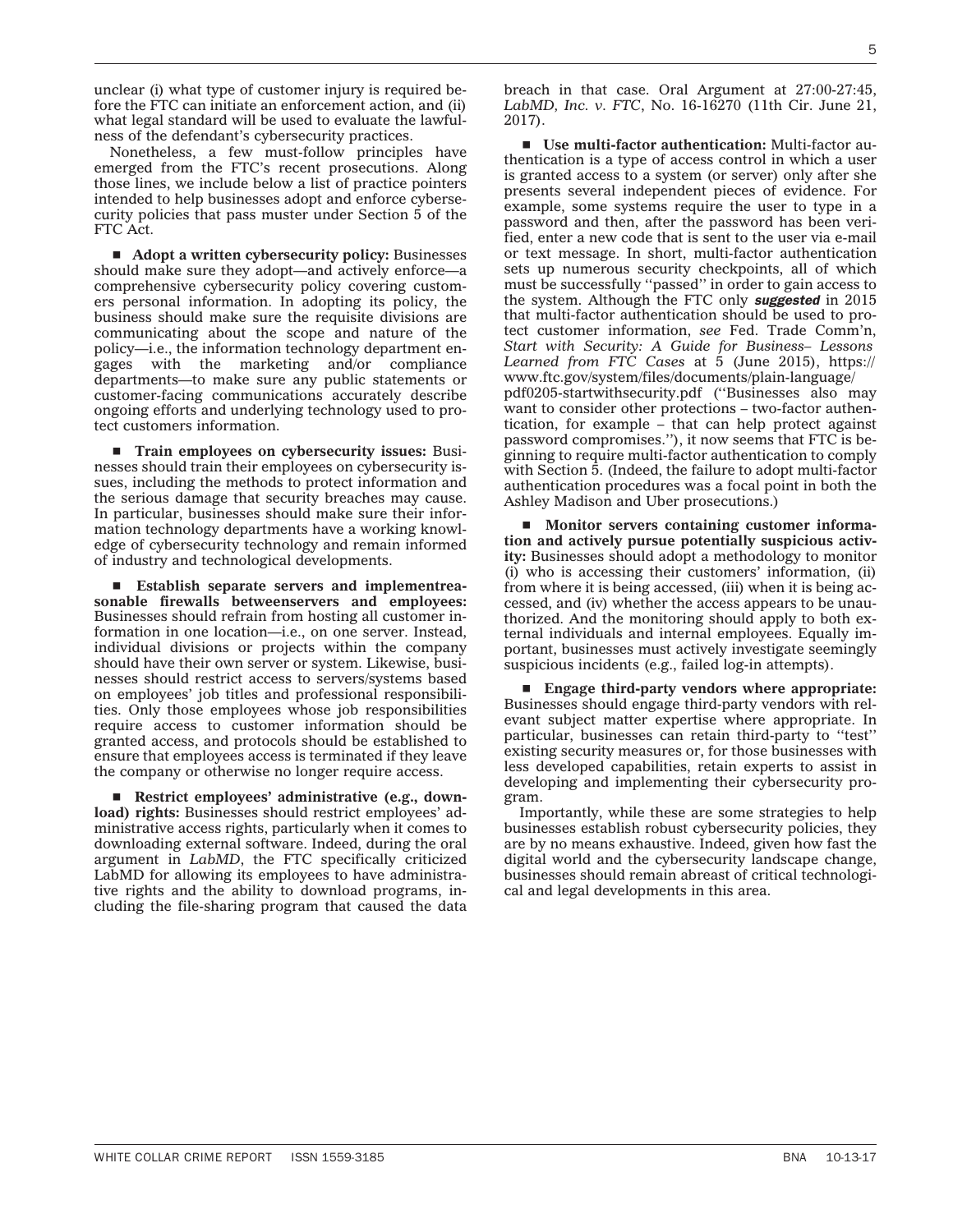unclear (i) what type of customer injury is required before the FTC can initiate an enforcement action, and (ii) what legal standard will be used to evaluate the lawfulness of the defendant's cybersecurity practices.

Nonetheless, a few must-follow principles have emerged from the FTC's recent prosecutions. Along those lines, we include below a list of practice pointers intended to help businesses adopt and enforce cybersecurity policies that pass muster under Section 5 of the FTC Act.

- **Adopt a written cybersecurity policy:** Businesses should make sure they adopt—and actively enforce—a comprehensive cybersecurity policy covering customers personal information. In adopting its policy, the business should make sure the requisite divisions are communicating about the scope and nature of the policy—i.e., the information technology department engages with the marketing and/or compliance departments—to make sure any public statements or customer-facing communications accurately describe ongoing efforts and underlying technology used to protect customers information.

- **Train employees on cybersecurity issues:** Businesses should train their employees on cybersecurity issues, including the methods to protect information and the serious damage that security breaches may cause. In particular, businesses should make sure their information technology departments have a working knowledge of cybersecurity technology and remain informed of industry and technological developments.

- **Establish separate servers and implementreasonable firewalls betweenservers and employees:** Businesses should refrain from hosting all customer information in one location—i.e., on one server. Instead, individual divisions or projects within the company should have their own server or system. Likewise, businesses should restrict access to servers/systems based on employees' job titles and professional responsibilities. Only those employees whose job responsibilities require access to customer information should be granted access, and protocols should be established to ensure that employees access is terminated if they leave the company or otherwise no longer require access.

- **Restrict employees' administrative (e.g., download) rights:** Businesses should restrict employees' administrative access rights, particularly when it comes to downloading external software. Indeed, during the oral argument in *LabMD*, the FTC specifically criticized LabMD for allowing its employees to have administrative rights and the ability to download programs, including the file-sharing program that caused the data breach in that case. Oral Argument at 27:00-27:45, *LabMD, Inc. v. FTC*, No. 16-16270 (11th Cir. June 21, 2017).

- **Use multi-factor authentication:** Multi-factor authentication is a type of access control in which a user is granted access to a system (or server) only after she presents several independent pieces of evidence. For example, some systems require the user to type in a password and then, after the password has been verified, enter a new code that is sent to the user via e-mail or text message. In short, multi-factor authentication sets up numerous security checkpoints, all of which must be successfully ''passed'' in order to gain access to the system. Although the FTC only ***suggested*** in 2015 that multi-factor authentication should be used to protect customer information, *see* Fed. Trade Comm'n, *Start with Security: A Guide for Business– Lessons Learned from FTC Cases* at 5 (June 2015), https://www.ftc.gov/system/files/documents/plain-language/pdf0205-startwithsecurity.pdf (''Businesses also may want to consider other protections – two-factor authentication, for example – that can help protect against password compromises.''), it now seems that FTC is beginning to require multi-factor authentication to comply with Section 5. (Indeed, the failure to adopt multi-factor authentication procedures was a focal point in both the Ashley Madison and Uber prosecutions.)

- **Monitor servers containing customer information and actively pursue potentially suspicious activity:** Businesses should adopt a methodology to monitor (i) who is accessing their customers' information, (ii) from where it is being accessed, (iii) when it is being accessed, and (iv) whether the access appears to be unauthorized. And the monitoring should apply to both external individuals and internal employees. Equally important, businesses must actively investigate seemingly suspicious incidents (e.g., failed log-in attempts).

- **Engage third-party vendors where appropriate:** Businesses should engage third-party vendors with relevant subject matter expertise where appropriate. In particular, businesses can retain third-party to ''test'' existing security measures or, for those businesses with less developed capabilities, retain experts to assist in developing and implementing their cybersecurity program.

Importantly, while these are some strategies to help businesses establish robust cybersecurity policies, they are by no means exhaustive. Indeed, given how fast the digital world and the cybersecurity landscape change, businesses should remain abreast of critical technological and legal developments in this area.